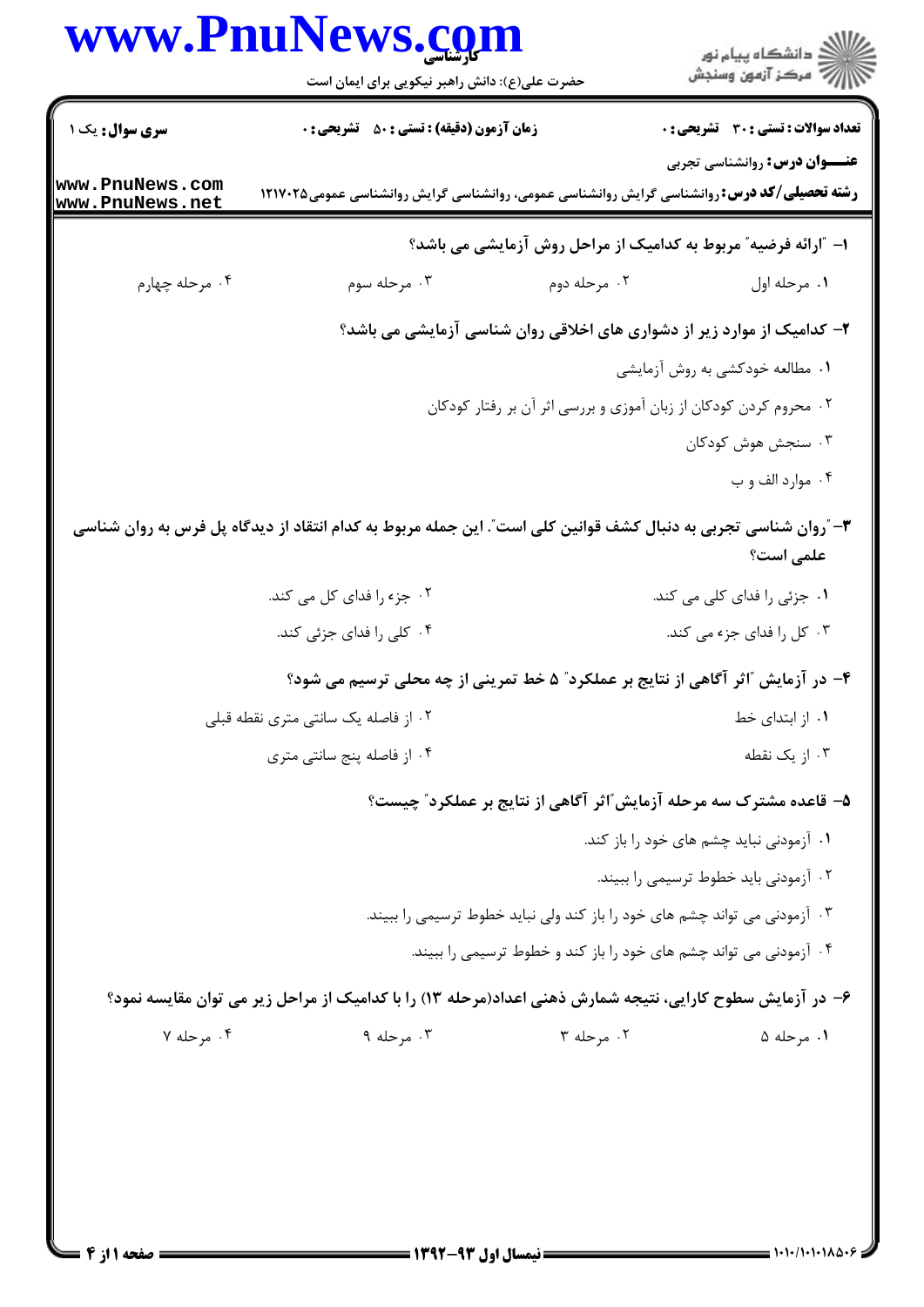**تعداد سوالات : تستی : ۳۰ تشریحی : ۰** | **زمان آزمون (دقیقه) : تستی : ۵۰ تشریحی : ۰** | **سری سوال : یک ۱**

**عنـــوان درس :** روانشناسی تجربی

**رشته تحصیلی/کد درس :** روانشناسی گرایش روانشناسی عمومی، روانشناسی گرایش روانشناسی عمومی۱۲۱۷۰۲۵

**۱- "ارائه فرضیه" مربوط به کدامیک از مراحل روش آزمایشی می باشد؟**

۱. مرحله اول
۲. مرحله دوم
۳. مرحله سوم
۴. مرحله چهارم

**۲- کدامیک از موارد زیر از دشواری های اخلاقی روان شناسی آزمایشی می باشد؟**

۱. مطالعه خودکشی به روش آزمایشی
۲. محروم کردن کودکان از زبان آموزی و بررسی اثر آن بر رفتار کودکان
۳. سنجش هوش کودکان
۴. موارد الف و ب

**۳- "روان شناسی تجربی به دنبال کشف قوانین کلی است". این جمله مربوط به کدام انتقاد از دیدگاه پل فرس به روان شناسی علمی است؟**

۱. جزئی را فدای کلی می کند.
۲. جزء را فدای کل می کند.
۳. کل را فدای جزء می کند.
۴. کلی را فدای جزئی کند.

**۴- در آزمایش "اثر آگاهی از نتایج بر عملکرد" ۵ خط تمرینی از چه محلی ترسیم می شود؟**

۱. از ابتدای خط
۲. از فاصله یک سانتی متری نقطه قبلی
۳. از یک نقطه
۴. از فاصله پنج سانتی متری

**۵- قاعده مشترک سه مرحله آزمایش"اثر آگاهی از نتایج بر عملکرد" چیست؟**

۱. آزمودنی نباید چشم های خود را باز کند.
۲. آزمودنی باید خطوط ترسیمی را ببیند.
۳. آزمودنی می تواند چشم های خود را باز کند ولی نباید خطوط ترسیمی را ببیند.
۴. آزمودنی می تواند چشم های خود را باز کند و خطوط ترسیمی را ببیند.

**۶- در آزمایش سطوح کارایی، نتیجه شمارش ذهنی اعداد(مرحله ۱۳) را با کدامیک از مراحل زیر می توان مقایسه نمود؟**

۱. مرحله ۵
۲. مرحله ۳
۳. مرحله ۹
۴. مرحله ۷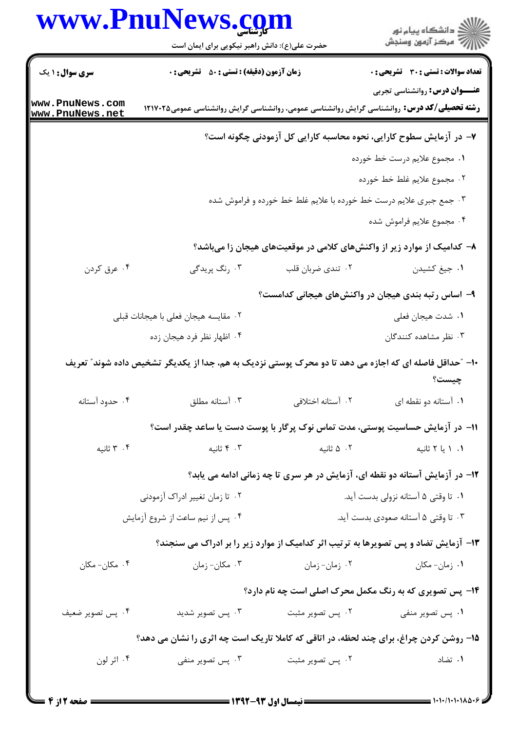۷– در آزمایش سطوح کارایی، نحوه محاسبه کارایی کل آزمودنی چگونه است؟

۱. مجموع علایم درست خط خورده

۲. مجموع علایم غلط خط خورده

۳. جمع جبری علایم درست خط خورده با علایم غلط خط خورده و فراموش شده

۴. مجموع علایم فراموش شده

۸– کدامیک از موارد زیر از واکنش‌های کلامی در موقعیت‌های هیجان زا می‌باشد؟

۱. جیغ کشیدن ۲. تندی ضربان قلب ۳. رنگ پریدگی ۴. عرق کردن

۹– اساس رتبه بندی هیجان در واکنش‌های هیجانی کدامست؟

۱. شدت هیجان فعلی ۲. مقایسه هیجان فعلی با هیجانات قبلی

۳. نظر مشاهده کنندگان ۴. اظهار نظر فرد هیجان زده

۱۰– "حداقل فاصله ای که اجازه می دهد تا دو محرک پوستی نزدیک به هم، جدا از یکدیگر تشخیص داده شوند" تعریف چیست؟

۱. آستانه دو نقطه ای ۲. آستانه اختلافی ۳. آستانه مطلق ۴. حدود آستانه

۱۱– در آزمایش حساسیت پوستی، مدت تماس نوک پرگار با پوست دست یا ساعد چقدر است؟

۱. ۱ یا ۲ ثانیه ۲. ۵ ثانیه ۳. ۴ ثانیه ۴. ۳ ثانیه

۱۲– در آزمایش آستانه دو نقطه ای، آزمایش در هر سری تا چه زمانی ادامه می یابد؟

۱. تا وقتی ۵ آستانه نزولی بدست آید. ۲. تا زمان تغییر ادراک آزمودنی

۳. تا وقتی ۵ آستانه صعودی بدست آید. ۴. پس از نیم ساعت از شروع آزمایش

۱۳– آزمایش تضاد و پس تصویرها به ترتیب اثر کدامیک از موارد زیر را بر ادراک می سنجند؟

۱. زمان- مکان ۲. زمان- زمان ۳. مکان- زمان ۴. مکان- مکان

۱۴– پس تصویری که به رنگ مکمل محرک اصلی است چه نام دارد؟

۱. پس تصویر منفی ۲. پس تصویر مثبت ۳. پس تصویر شدید ۴. پس تصویر ضعیف

۱۵– روشن کردن چراغ، برای چند لحظه، در اتاقی که کاملا تاریک است چه اثری را نشان می دهد؟

۱. تضاد ۲. پس تصویر مثبت ۳. پس تصویر منفی ۴. اثر لون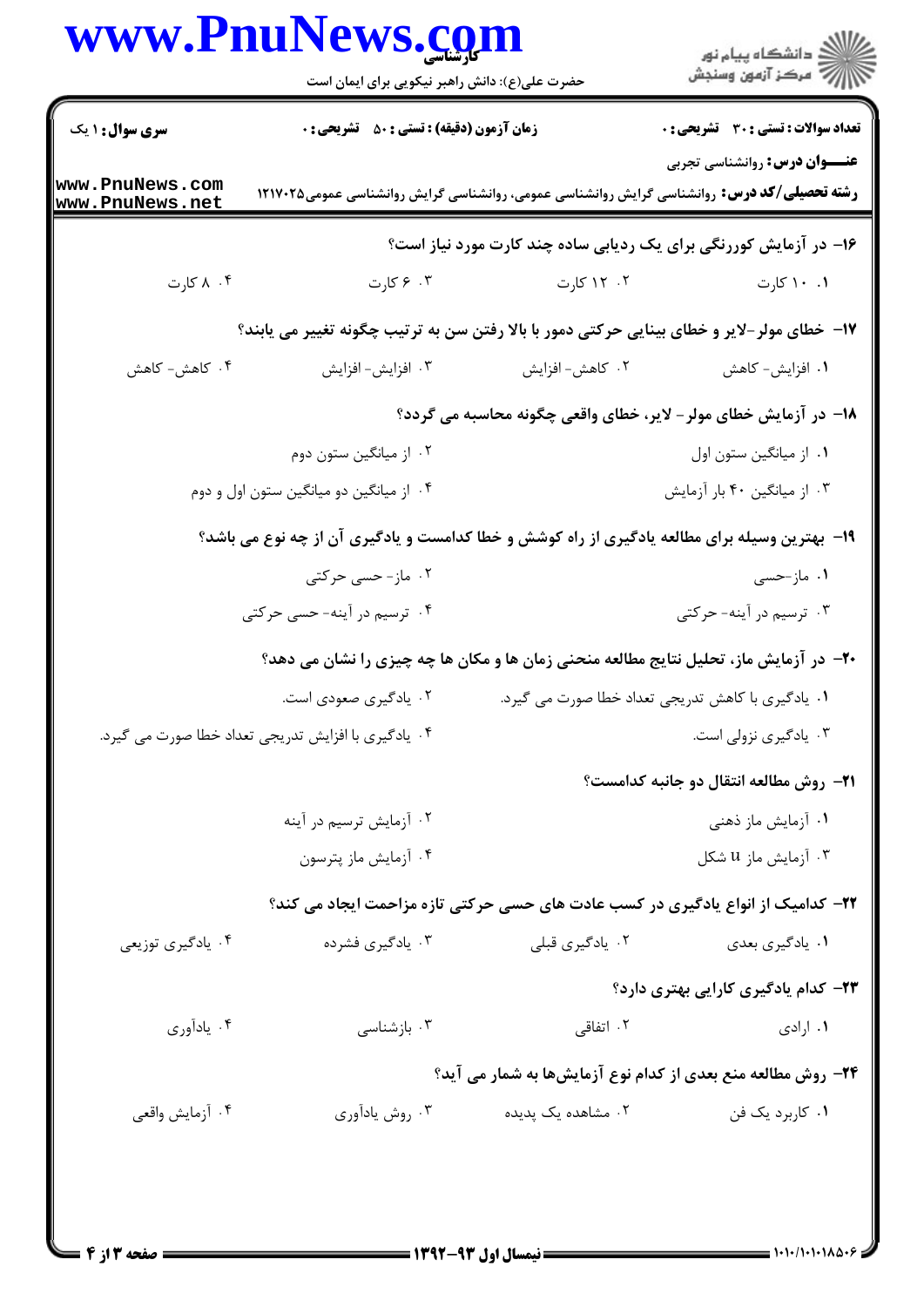۱۶- در آزمایش کوررنگی برای یک ردیابی ساده چند کارت مورد نیاز است؟

۱. ۱۰ کارت
۲. ۱۲ کارت
۳. ۶ کارت
۴. ۸ کارت

۱۷- خطای مولر-لایر و خطای بینایی حرکتی دمور با بالا رفتن سن به ترتیب چگونه تغییر می یابند؟

۱. افزایش- کاهش
۲. کاهش- افزایش
۳. افزایش- افزایش
۴. کاهش- کاهش

۱۸- در آزمایش خطای مولر- لایر، خطای واقعی چگونه محاسبه می گردد؟

۱. از میانگین ستون اول
۲. از میانگین ستون دوم
۳. از میانگین ۴۰ بار آزمایش
۴. از میانگین دو میانگین ستون اول و دوم

۱۹- بهترین وسیله برای مطالعه یادگیری از راه کوشش و خطا کدامست و یادگیری آن از چه نوع می باشد؟

۱. ماز-حسی
۲. ماز- حسی حرکتی
۳. ترسیم در آینه- حرکتی
۴. ترسیم در آینه- حسی حرکتی

۲۰- در آزمایش ماز، تحلیل نتایج مطالعه منحنی زمان ها و مکان ها چه چیزی را نشان می دهد؟

۱. یادگیری با کاهش تدریجی تعداد خطا صورت می گیرد.
۲. یادگیری صعودی است.
۳. یادگیری نزولی است.
۴. یادگیری با افزایش تدریجی تعداد خطا صورت می گیرد.

۲۱- روش مطالعه انتقال دو جانبه کدامست؟

۱. آزمایش ماز ذهنی
۲. آزمایش ترسیم در آینه
۳. آزمایش ماز u شکل
۴. آزمایش ماز پترسون

۲۲- کدامیک از انواع یادگیری در کسب عادت های حسی حرکتی تازه مزاحمت ایجاد می کند؟

۱. یادگیری بعدی
۲. یادگیری قبلی
۳. یادگیری فشرده
۴. یادگیری توزیعی

۲۳- کدام یادگیری کارایی بهتری دارد؟

۱. ارادی
۲. اتفاقی
۳. بازشناسی
۴. یادآوری

۲۴- روش مطالعه منع بعدی از کدام نوع آزمایش‌ها به شمار می آید؟

۱. کاربرد یک فن
۲. مشاهده یک پدیده
۳. روش یادآوری
۴. آزمایش واقعی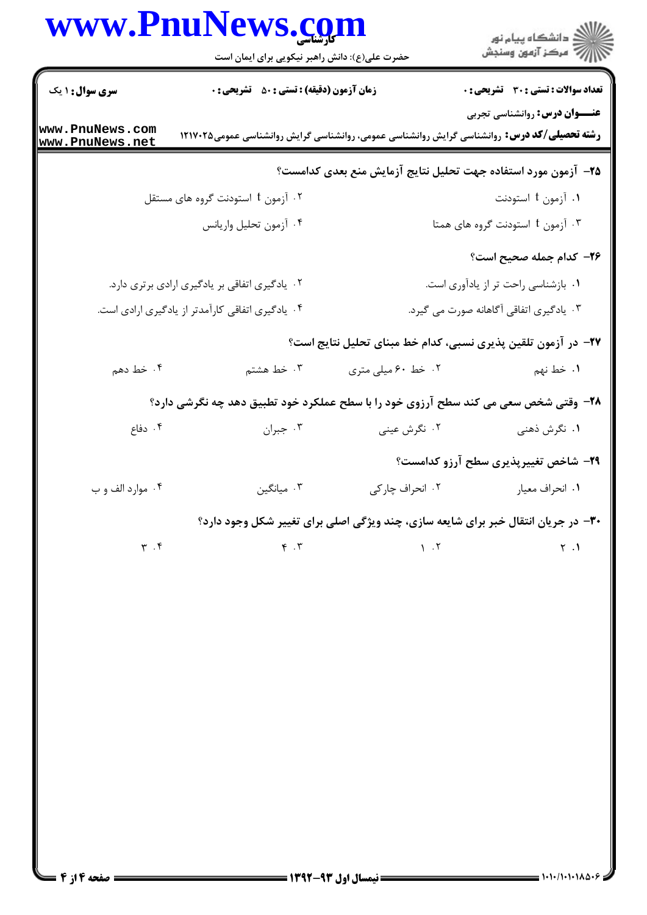**۲۵- آزمون مورد استفاده جهت تحلیل نتایج آزمایش منع بعدی کدامست؟**

۱. آزمون t استودنت

۲. آزمون t استودنت گروه های مستقل

۳. آزمون t استودنت گروه های همتا

۴. آزمون تحلیل واریانس

**۲۶- کدام جمله صحیح است؟**

۱. بازشناسی راحت تر از یادآوری است.

۲. یادگیری اتفاقی بر یادگیری ارادی برتری دارد.

۳. یادگیری اتفاقی آگاهانه صورت می گیرد.

۴. یادگیری اتفاقی کارآمدتر از یادگیری ارادی است.

**۲۷- در آزمون تلقین پذیری نسبی، کدام خط مبنای تحلیل نتایج است؟**

۱. خط نهم

۲. خط ۶۰ میلی متری

۳. خط هشتم

۴. خط دهم

**۲۸- وقتی شخص سعی می کند سطح آرزوی خود را با سطح عملکرد خود تطبیق دهد چه نگرشی دارد؟**

۱. نگرش ذهنی

۲. نگرش عینی

۳. جبران

۴. دفاع

**۲۹- شاخص تغییرپذیری سطح آرزو کدامست؟**

۱. انحراف معیار

۲. انحراف چارکی

۳. میانگین

۴. موارد الف و ب

**۳۰- در جریان انتقال خبر برای شایعه سازی، چند ویژگی اصلی برای تغییر شکل وجود دارد؟**

۱. ۲

۲. ۱

۳. ۴

۴. ۳